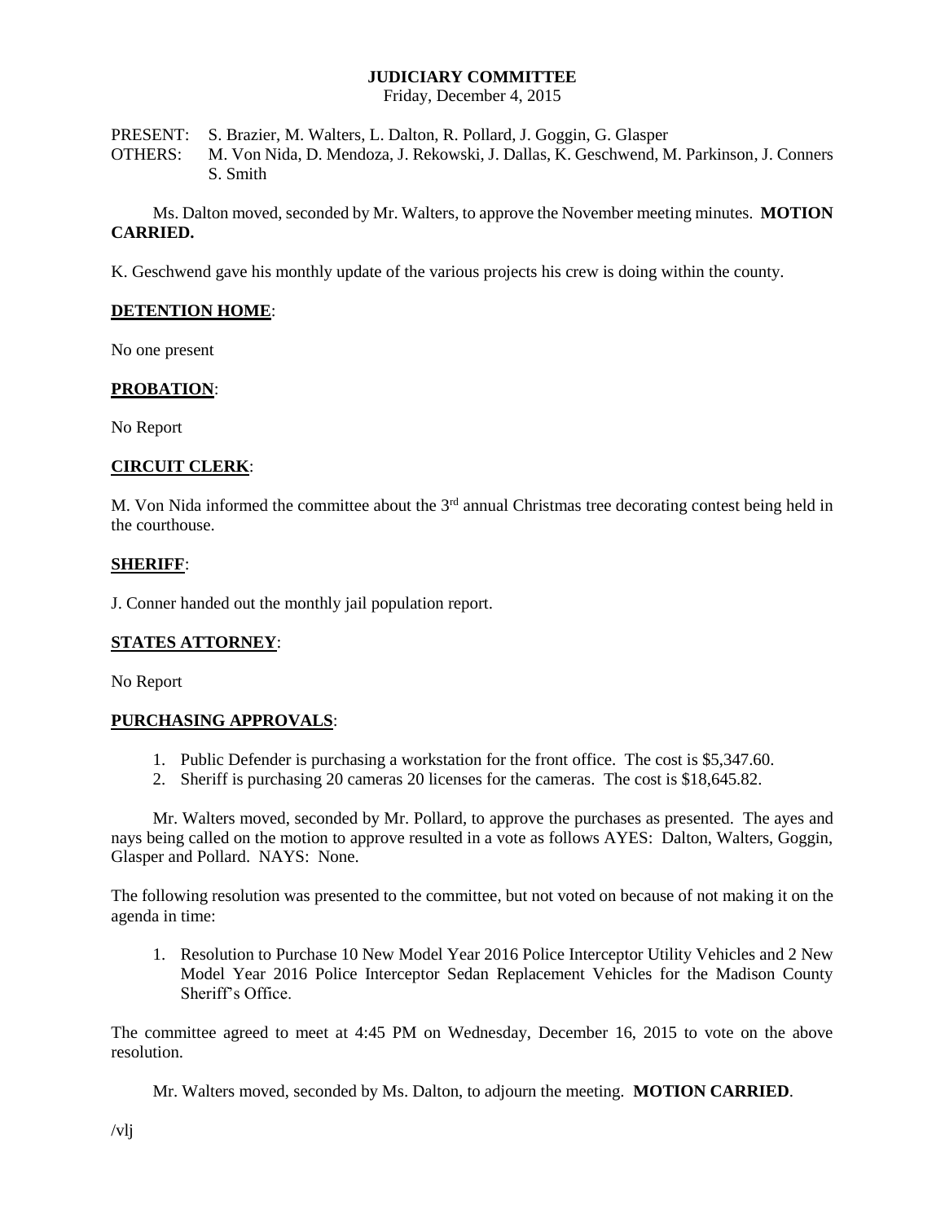# JUDICIARY COMMITTEE

Friday, December 4, 2015

PRESENT: S. Brazier, M. Walters, L. Dalton, R. Pollard, J. Goggin, G. Glasper
OTHERS: M. Von Nida, D. Mendoza, J. Rekowski, J. Dallas, K. Geschwend, M. Parkinson, J. Conners S. Smith

Ms. Dalton moved, seconded by Mr. Walters, to approve the November meeting minutes. **MOTION CARRIED.**

K. Geschwend gave his monthly update of the various projects his crew is doing within the county.

## DETENTION HOME:

No one present

## PROBATION:

No Report

## CIRCUIT CLERK:

M. Von Nida informed the committee about the 3rd annual Christmas tree decorating contest being held in the courthouse.

## SHERIFF:

J. Conner handed out the monthly jail population report.

## STATES ATTORNEY:

No Report

## PURCHASING APPROVALS:

1. Public Defender is purchasing a workstation for the front office. The cost is $5,347.60.
2. Sheriff is purchasing 20 cameras 20 licenses for the cameras. The cost is $18,645.82.

Mr. Walters moved, seconded by Mr. Pollard, to approve the purchases as presented. The ayes and nays being called on the motion to approve resulted in a vote as follows AYES: Dalton, Walters, Goggin, Glasper and Pollard. NAYS: None.

The following resolution was presented to the committee, but not voted on because of not making it on the agenda in time:

1. Resolution to Purchase 10 New Model Year 2016 Police Interceptor Utility Vehicles and 2 New Model Year 2016 Police Interceptor Sedan Replacement Vehicles for the Madison County Sheriff's Office.

The committee agreed to meet at 4:45 PM on Wednesday, December 16, 2015 to vote on the above resolution.

Mr. Walters moved, seconded by Ms. Dalton, to adjourn the meeting. **MOTION CARRIED**.

/vlj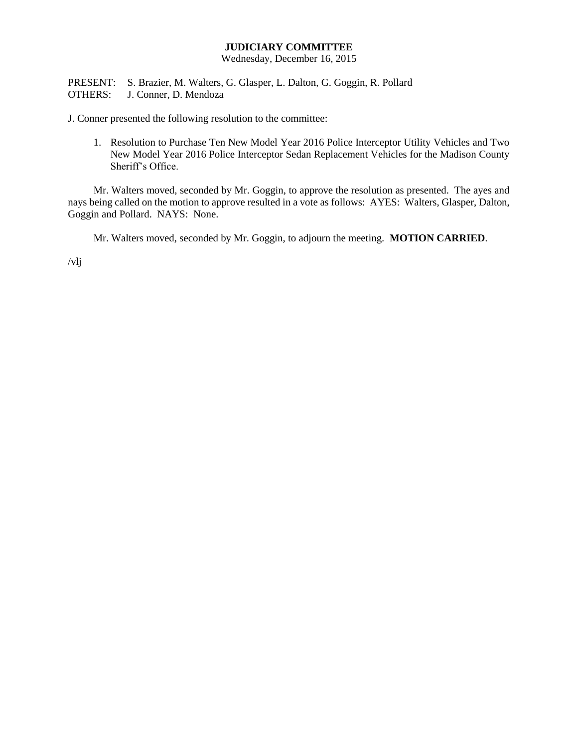**JUDICIARY COMMITTEE**
Wednesday, December 16, 2015

PRESENT: S. Brazier, M. Walters, G. Glasper, L. Dalton, G. Goggin, R. Pollard
OTHERS: J. Conner, D. Mendoza

J. Conner presented the following resolution to the committee:

1. Resolution to Purchase Ten New Model Year 2016 Police Interceptor Utility Vehicles and Two New Model Year 2016 Police Interceptor Sedan Replacement Vehicles for the Madison County Sheriff's Office.

Mr. Walters moved, seconded by Mr. Goggin, to approve the resolution as presented. The ayes and nays being called on the motion to approve resulted in a vote as follows: AYES: Walters, Glasper, Dalton, Goggin and Pollard. NAYS: None.

Mr. Walters moved, seconded by Mr. Goggin, to adjourn the meeting. **MOTION CARRIED**.

/vlj